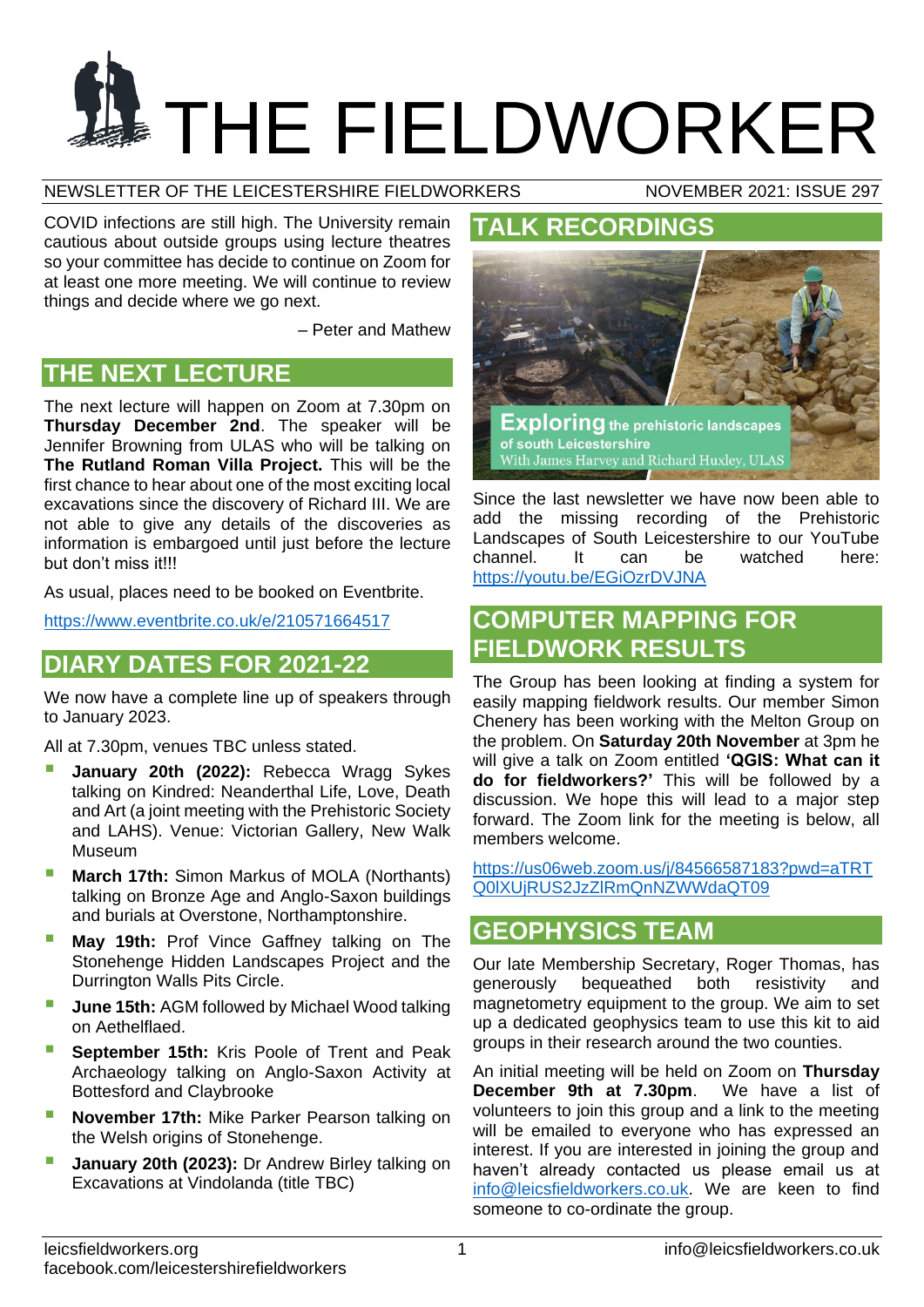# THE FIELDWORKER

NEWSLETTER OF THE LEICESTERSHIRE FIELDWORKERS — NOVEMBER 2021: ISSUE 297

COVID infections are still high. The University remain cautious about outside groups using lecture theatres so your committee has decide to continue on Zoom for at least one more meeting. We will continue to review things and decide where we go next.

– Peter and Mathew

## THE NEXT LECTURE

The next lecture will happen on Zoom at 7.30pm on **Thursday December 2nd**. The speaker will be Jennifer Browning from ULAS who will be talking on **The Rutland Roman Villa Project.** This will be the first chance to hear about one of the most exciting local excavations since the discovery of Richard III. We are not able to give any details of the discoveries as information is embargoed until just before the lecture but don't miss it!!!

As usual, places need to be booked on Eventbrite.

https://www.eventbrite.co.uk/e/210571664517

## DIARY DATES FOR 2021-22

We now have a complete line up of speakers through to January 2023.

All at 7.30pm, venues TBC unless stated.

- **January 20th (2022):** Rebecca Wragg Sykes talking on Kindred: Neanderthal Life, Love, Death and Art (a joint meeting with the Prehistoric Society and LAHS). Venue: Victorian Gallery, New Walk Museum
- **March 17th:** Simon Markus of MOLA (Northants) talking on Bronze Age and Anglo-Saxon buildings and burials at Overstone, Northamptonshire.
- **May 19th:** Prof Vince Gaffney talking on The Stonehenge Hidden Landscapes Project and the Durrington Walls Pits Circle.
- **June 15th:** AGM followed by Michael Wood talking on Aethelflaed.
- **September 15th:** Kris Poole of Trent and Peak Archaeology talking on Anglo-Saxon Activity at Bottesford and Claybrooke
- **November 17th:** Mike Parker Pearson talking on the Welsh origins of Stonehenge.
- **January 20th (2023):** Dr Andrew Birley talking on Excavations at Vindolanda (title TBC)

## TALK RECORDINGS

Exploring the prehistoric landscapes of south Leicestershire
With James Harvey and Richard Huxley, ULAS

Since the last newsletter we have now been able to add the missing recording of the Prehistoric Landscapes of South Leicestershire to our YouTube channel. It can be watched here: https://youtu.be/EGiOzrDVJNA

## COMPUTER MAPPING FOR FIELDWORK RESULTS

The Group has been looking at finding a system for easily mapping fieldwork results. Our member Simon Chenery has been working with the Melton Group on the problem. On **Saturday 20th November** at 3pm he will give a talk on Zoom entitled **'QGIS: What can it do for fieldworkers?'** This will be followed by a discussion. We hope this will lead to a major step forward. The Zoom link for the meeting is below, all members welcome.

https://us06web.zoom.us/j/84566587183?pwd=aTRTQ0lXUjRUS2JzZlRmQnNZWWdaQT09

## GEOPHYSICS TEAM

Our late Membership Secretary, Roger Thomas, has generously bequeathed both resistivity and magnetometry equipment to the group. We aim to set up a dedicated geophysics team to use this kit to aid groups in their research around the two counties.

An initial meeting will be held on Zoom on **Thursday December 9th at 7.30pm**. We have a list of volunteers to join this group and a link to the meeting will be emailed to everyone who has expressed an interest. If you are interested in joining the group and haven't already contacted us please email us at info@leicsfieldworkers.co.uk. We are keen to find someone to co-ordinate the group.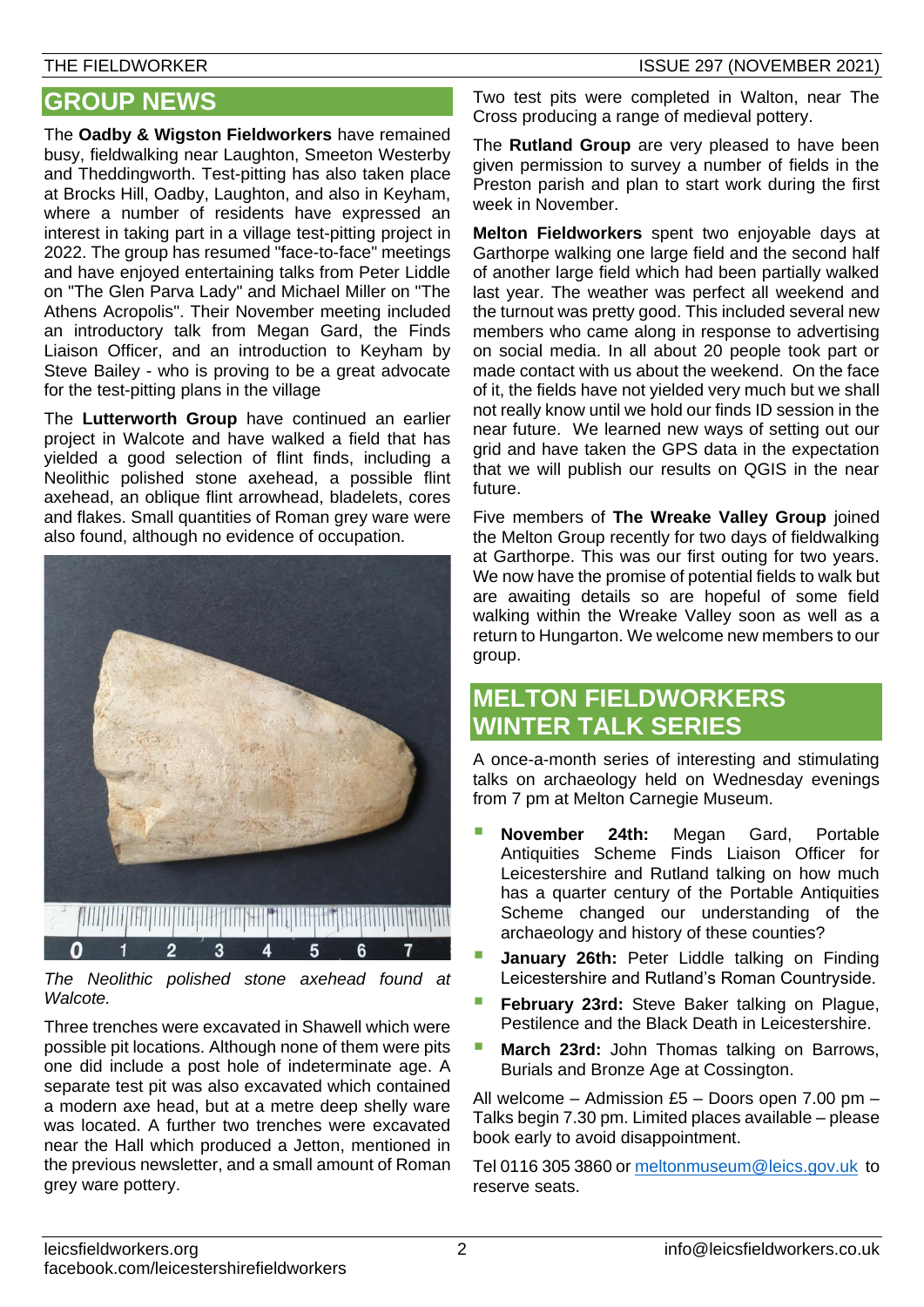## GROUP NEWS

The **Oadby & Wigston Fieldworkers** have remained busy, fieldwalking near Laughton, Smeeton Westerby and Theddingworth. Test-pitting has also taken place at Brocks Hill, Oadby, Laughton, and also in Keyham, where a number of residents have expressed an interest in taking part in a village test-pitting project in 2022. The group has resumed "face-to-face" meetings and have enjoyed entertaining talks from Peter Liddle on "The Glen Parva Lady" and Michael Miller on "The Athens Acropolis". Their November meeting included an introductory talk from Megan Gard, the Finds Liaison Officer, and an introduction to Keyham by Steve Bailey - who is proving to be a great advocate for the test-pitting plans in the village

The **Lutterworth Group** have continued an earlier project in Walcote and have walked a field that has yielded a good selection of flint finds, including a Neolithic polished stone axehead, a possible flint axehead, an oblique flint arrowhead, bladelets, cores and flakes. Small quantities of Roman grey ware were also found, although no evidence of occupation.

*The Neolithic polished stone axehead found at Walcote.*

Three trenches were excavated in Shawell which were possible pit locations. Although none of them were pits one did include a post hole of indeterminate age. A separate test pit was also excavated which contained a modern axe head, but at a metre deep shelly ware was located. A further two trenches were excavated near the Hall which produced a Jetton, mentioned in the previous newsletter, and a small amount of Roman grey ware pottery.

Two test pits were completed in Walton, near The Cross producing a range of medieval pottery.

The **Rutland Group** are very pleased to have been given permission to survey a number of fields in the Preston parish and plan to start work during the first week in November.

**Melton Fieldworkers** spent two enjoyable days at Garthorpe walking one large field and the second half of another large field which had been partially walked last year. The weather was perfect all weekend and the turnout was pretty good. This included several new members who came along in response to advertising on social media. In all about 20 people took part or made contact with us about the weekend. On the face of it, the fields have not yielded very much but we shall not really know until we hold our finds ID session in the near future. We learned new ways of setting out our grid and have taken the GPS data in the expectation that we will publish our results on QGIS in the near future.

Five members of **The Wreake Valley Group** joined the Melton Group recently for two days of fieldwalking at Garthorpe. This was our first outing for two years. We now have the promise of potential fields to walk but are awaiting details so are hopeful of some field walking within the Wreake Valley soon as well as a return to Hungarton. We welcome new members to our group.

## MELTON FIELDWORKERS WINTER TALK SERIES

A once-a-month series of interesting and stimulating talks on archaeology held on Wednesday evenings from 7 pm at Melton Carnegie Museum.

- **November 24th:** Megan Gard, Portable Antiquities Scheme Finds Liaison Officer for Leicestershire and Rutland talking on how much has a quarter century of the Portable Antiquities Scheme changed our understanding of the archaeology and history of these counties?
- **January 26th:** Peter Liddle talking on Finding Leicestershire and Rutland's Roman Countryside.
- **February 23rd:** Steve Baker talking on Plague, Pestilence and the Black Death in Leicestershire.
- **March 23rd:** John Thomas talking on Barrows, Burials and Bronze Age at Cossington.

All welcome – Admission £5 – Doors open 7.00 pm – Talks begin 7.30 pm. Limited places available – please book early to avoid disappointment.

Tel 0116 305 3860 or meltonmuseum@leics.gov.uk to reserve seats.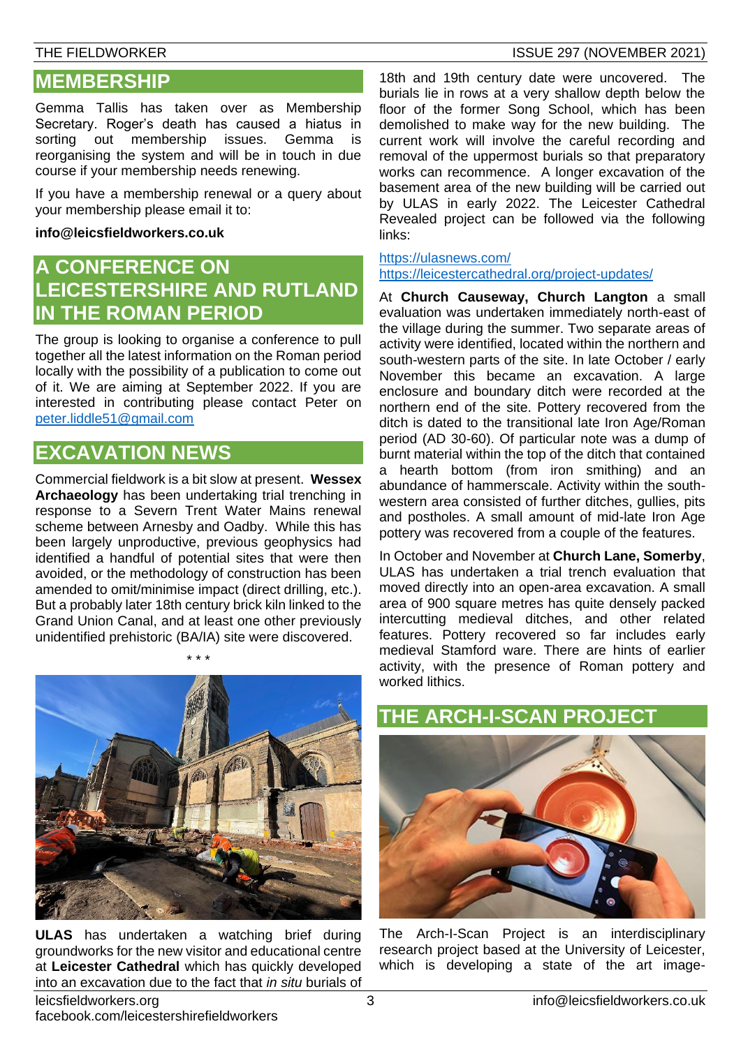## MEMBERSHIP

Gemma Tallis has taken over as Membership Secretary. Roger's death has caused a hiatus in sorting out membership issues. Gemma is reorganising the system and will be in touch in due course if your membership needs renewing.

If you have a membership renewal or a query about your membership please email it to:

**info@leicsfieldworkers.co.uk**

## A CONFERENCE ON LEICESTERSHIRE AND RUTLAND IN THE ROMAN PERIOD

The group is looking to organise a conference to pull together all the latest information on the Roman period locally with the possibility of a publication to come out of it. We are aiming at September 2022. If you are interested in contributing please contact Peter on peter.liddle51@gmail.com

## EXCAVATION NEWS

Commercial fieldwork is a bit slow at present. **Wessex Archaeology** has been undertaking trial trenching in response to a Severn Trent Water Mains renewal scheme between Arnesby and Oadby. While this has been largely unproductive, previous geophysics had identified a handful of potential sites that were then avoided, or the methodology of construction has been amended to omit/minimise impact (direct drilling, etc.). But a probably later 18th century brick kiln linked to the Grand Union Canal, and at least one other previously unidentified prehistoric (BA/IA) site were discovered.

\* \* \*

**ULAS** has undertaken a watching brief during groundworks for the new visitor and educational centre at **Leicester Cathedral** which has quickly developed into an excavation due to the fact that *in situ* burials of 18th and 19th century date were uncovered. The burials lie in rows at a very shallow depth below the floor of the former Song School, which has been demolished to make way for the new building. The current work will involve the careful recording and removal of the uppermost burials so that preparatory works can recommence. A longer excavation of the basement area of the new building will be carried out by ULAS in early 2022. The Leicester Cathedral Revealed project can be followed via the following links:

https://ulasnews.com/
https://leicestercathedral.org/project-updates/

At **Church Causeway, Church Langton** a small evaluation was undertaken immediately north-east of the village during the summer. Two separate areas of activity were identified, located within the northern and south-western parts of the site. In late October / early November this became an excavation. A large enclosure and boundary ditch were recorded at the northern end of the site. Pottery recovered from the ditch is dated to the transitional late Iron Age/Roman period (AD 30-60). Of particular note was a dump of burnt material within the top of the ditch that contained a hearth bottom (from iron smithing) and an abundance of hammerscale. Activity within the south-western area consisted of further ditches, gullies, pits and postholes. A small amount of mid-late Iron Age pottery was recovered from a couple of the features.

In October and November at **Church Lane, Somerby**, ULAS has undertaken a trial trench evaluation that moved directly into an open-area excavation. A small area of 900 square metres has quite densely packed intercutting medieval ditches, and other related features. Pottery recovered so far includes early medieval Stamford ware. There are hints of earlier activity, with the presence of Roman pottery and worked lithics.

## THE ARCH-I-SCAN PROJECT

The Arch-I-Scan Project is an interdisciplinary research project based at the University of Leicester, which is developing a state of the art image-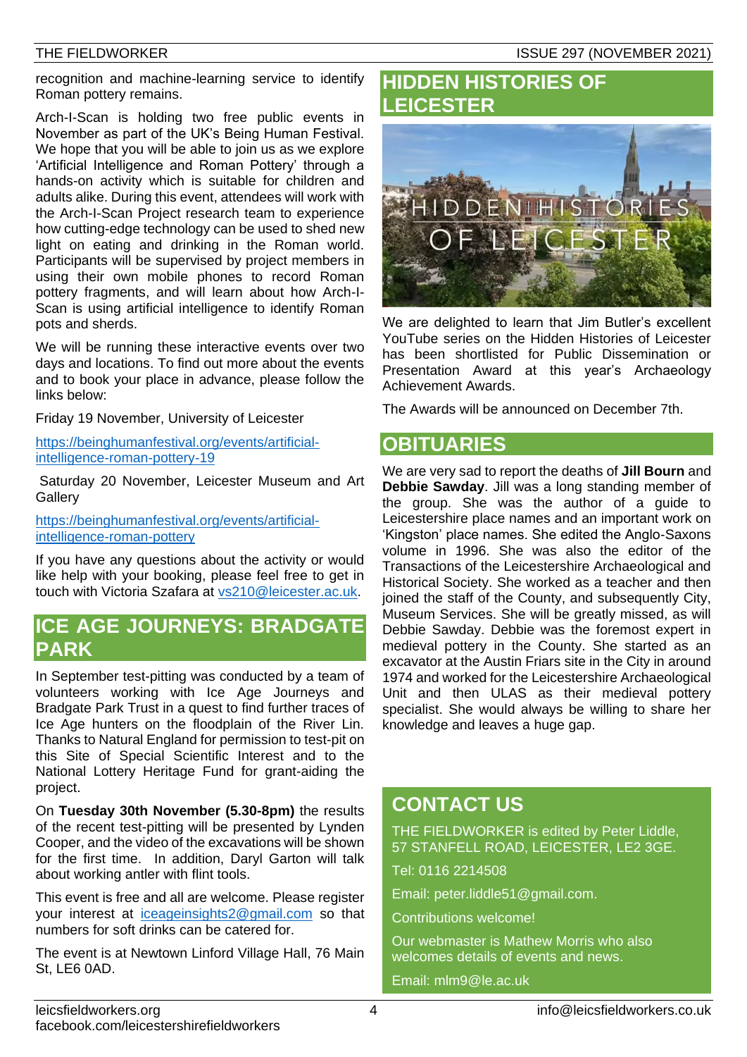recognition and machine-learning service to identify Roman pottery remains.

Arch-I-Scan is holding two free public events in November as part of the UK's Being Human Festival. We hope that you will be able to join us as we explore 'Artificial Intelligence and Roman Pottery' through a hands-on activity which is suitable for children and adults alike. During this event, attendees will work with the Arch-I-Scan Project research team to experience how cutting-edge technology can be used to shed new light on eating and drinking in the Roman world. Participants will be supervised by project members in using their own mobile phones to record Roman pottery fragments, and will learn about how Arch-I-Scan is using artificial intelligence to identify Roman pots and sherds.

We will be running these interactive events over two days and locations. To find out more about the events and to book your place in advance, please follow the links below:

Friday 19 November, University of Leicester

https://beinghumanfestival.org/events/artificial-intelligence-roman-pottery-19

Saturday 20 November, Leicester Museum and Art Gallery

https://beinghumanfestival.org/events/artificial-intelligence-roman-pottery

If you have any questions about the activity or would like help with your booking, please feel free to get in touch with Victoria Szafara at vs210@leicester.ac.uk.

## ICE AGE JOURNEYS: BRADGATE PARK

In September test-pitting was conducted by a team of volunteers working with Ice Age Journeys and Bradgate Park Trust in a quest to find further traces of Ice Age hunters on the floodplain of the River Lin. Thanks to Natural England for permission to test-pit on this Site of Special Scientific Interest and to the National Lottery Heritage Fund for grant-aiding the project.

On **Tuesday 30th November (5.30-8pm)** the results of the recent test-pitting will be presented by Lynden Cooper, and the video of the excavations will be shown for the first time. In addition, Daryl Garton will talk about working antler with flint tools.

This event is free and all are welcome. Please register your interest at iceageinsights2@gmail.com so that numbers for soft drinks can be catered for.

The event is at Newtown Linford Village Hall, 76 Main St, LE6 0AD.

## HIDDEN HISTORIES OF LEICESTER

We are delighted to learn that Jim Butler's excellent YouTube series on the Hidden Histories of Leicester has been shortlisted for Public Dissemination or Presentation Award at this year's Archaeology Achievement Awards.

The Awards will be announced on December 7th.

## OBITUARIES

We are very sad to report the deaths of **Jill Bourn** and **Debbie Sawday**. Jill was a long standing member of the group. She was the author of a guide to Leicestershire place names and an important work on 'Kingston' place names. She edited the Anglo-Saxons volume in 1996. She was also the editor of the Transactions of the Leicestershire Archaeological and Historical Society. She worked as a teacher and then joined the staff of the County, and subsequently City, Museum Services. She will be greatly missed, as will Debbie Sawday. Debbie was the foremost expert in medieval pottery in the County. She started as an excavator at the Austin Friars site in the City in around 1974 and worked for the Leicestershire Archaeological Unit and then ULAS as their medieval pottery specialist. She would always be willing to share her knowledge and leaves a huge gap.

## CONTACT US

THE FIELDWORKER is edited by Peter Liddle, 57 STANFELL ROAD, LEICESTER, LE2 3GE.

Tel: 0116 2214508

Email: peter.liddle51@gmail.com.

Contributions welcome!

Our webmaster is Mathew Morris who also welcomes details of events and news.

Email: mlm9@le.ac.uk